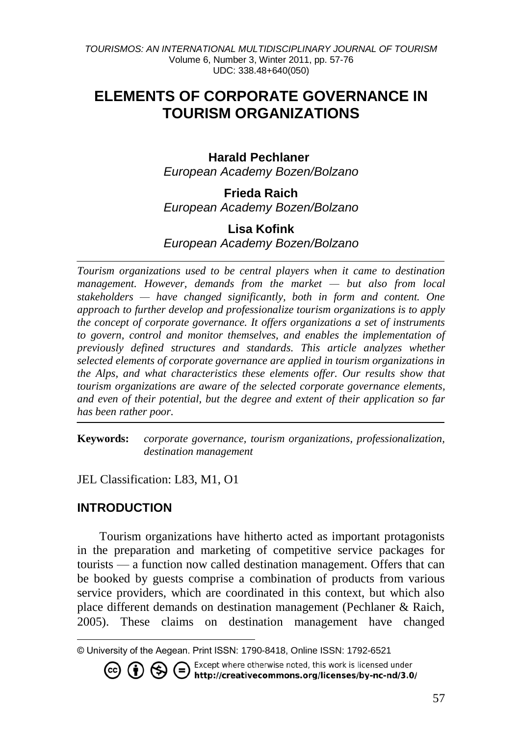# ELEMENTS OF CORPORATE GOVERNANCE IN TOURISM ORGANIZATIONS

**Harald Pechlaner**
*European Academy Bozen/Bolzano*

**Frieda Raich**
*European Academy Bozen/Bolzano*

**Lisa Kofink**
*European Academy Bozen/Bolzano*

*Tourism organizations used to be central players when it came to destination management. However, demands from the market — but also from local stakeholders — have changed significantly, both in form and content. One approach to further develop and professionalize tourism organizations is to apply the concept of corporate governance. It offers organizations a set of instruments to govern, control and monitor themselves, and enables the implementation of previously defined structures and standards. This article analyzes whether selected elements of corporate governance are applied in tourism organizations in the Alps, and what characteristics these elements offer. Our results show that tourism organizations are aware of the selected corporate governance elements, and even of their potential, but the degree and extent of their application so far has been rather poor.*

**Keywords:** *corporate governance, tourism organizations, professionalization, destination management*

JEL Classification: L83, M1, O1

## INTRODUCTION

Tourism organizations have hitherto acted as important protagonists in the preparation and marketing of competitive service packages for tourists — a function now called destination management. Offers that can be booked by guests comprise a combination of products from various service providers, which are coordinated in this context, but which also place different demands on destination management (Pechlaner & Raich, 2005). These claims on destination management have changed

© University of the Aegean. Print ISSN: 1790-8418, Online ISSN: 1792-6521

Except where otherwise noted, this work is licensed under http://creativecommons.org/licenses/by-nc-nd/3.0/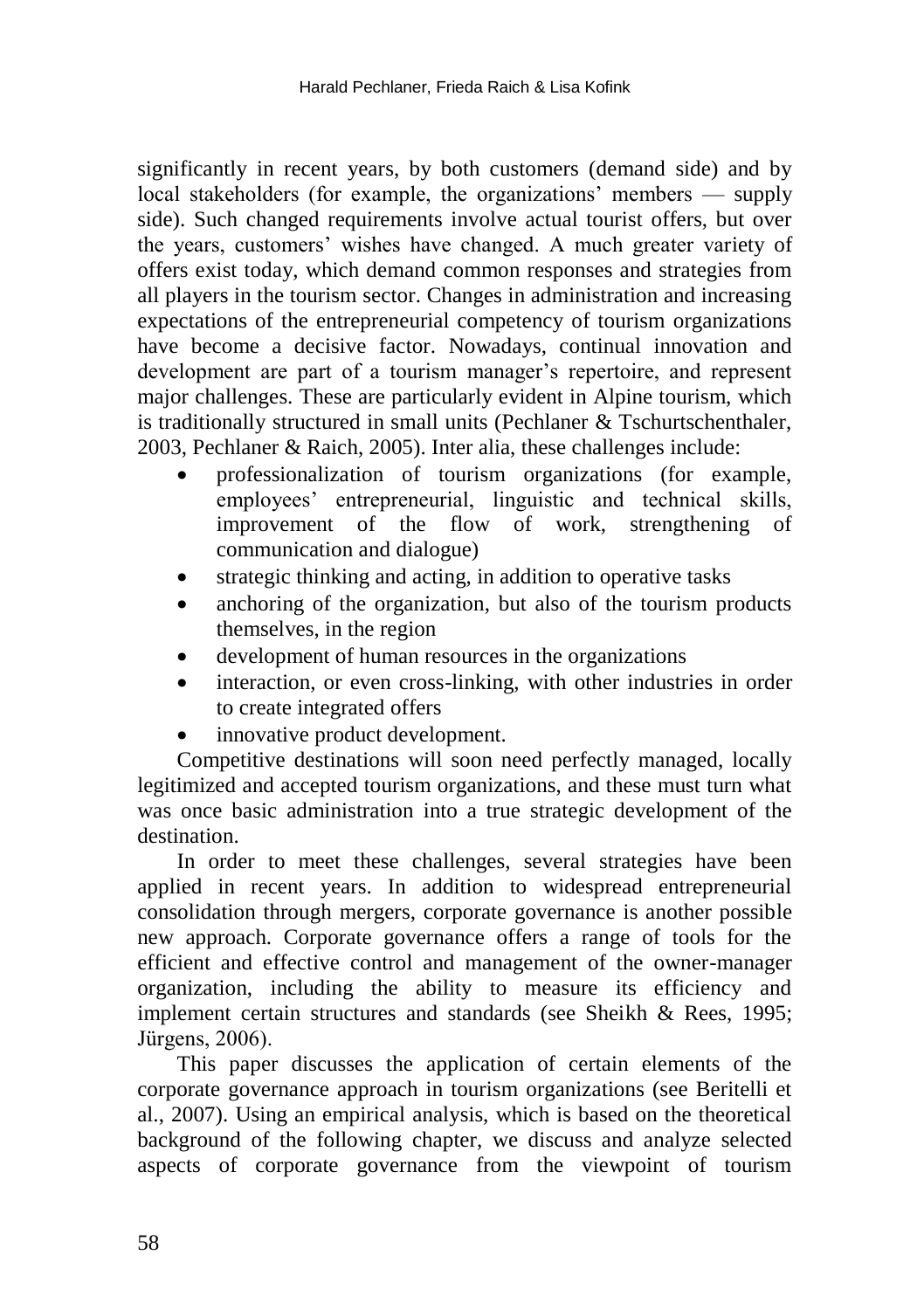significantly in recent years, by both customers (demand side) and by local stakeholders (for example, the organizations' members — supply side). Such changed requirements involve actual tourist offers, but over the years, customers' wishes have changed. A much greater variety of offers exist today, which demand common responses and strategies from all players in the tourism sector. Changes in administration and increasing expectations of the entrepreneurial competency of tourism organizations have become a decisive factor. Nowadays, continual innovation and development are part of a tourism manager's repertoire, and represent major challenges. These are particularly evident in Alpine tourism, which is traditionally structured in small units (Pechlaner & Tschurtschenthaler, 2003, Pechlaner & Raich, 2005). Inter alia, these challenges include:

- professionalization of tourism organizations (for example, employees' entrepreneurial, linguistic and technical skills, improvement of the flow of work, strengthening of communication and dialogue)
- strategic thinking and acting, in addition to operative tasks
- anchoring of the organization, but also of the tourism products themselves, in the region
- development of human resources in the organizations
- interaction, or even cross-linking, with other industries in order to create integrated offers
- innovative product development.

Competitive destinations will soon need perfectly managed, locally legitimized and accepted tourism organizations, and these must turn what was once basic administration into a true strategic development of the destination.

In order to meet these challenges, several strategies have been applied in recent years. In addition to widespread entrepreneurial consolidation through mergers, corporate governance is another possible new approach. Corporate governance offers a range of tools for the efficient and effective control and management of the owner-manager organization, including the ability to measure its efficiency and implement certain structures and standards (see Sheikh & Rees, 1995; Jürgens, 2006).

This paper discusses the application of certain elements of the corporate governance approach in tourism organizations (see Beritelli et al., 2007). Using an empirical analysis, which is based on the theoretical background of the following chapter, we discuss and analyze selected aspects of corporate governance from the viewpoint of tourism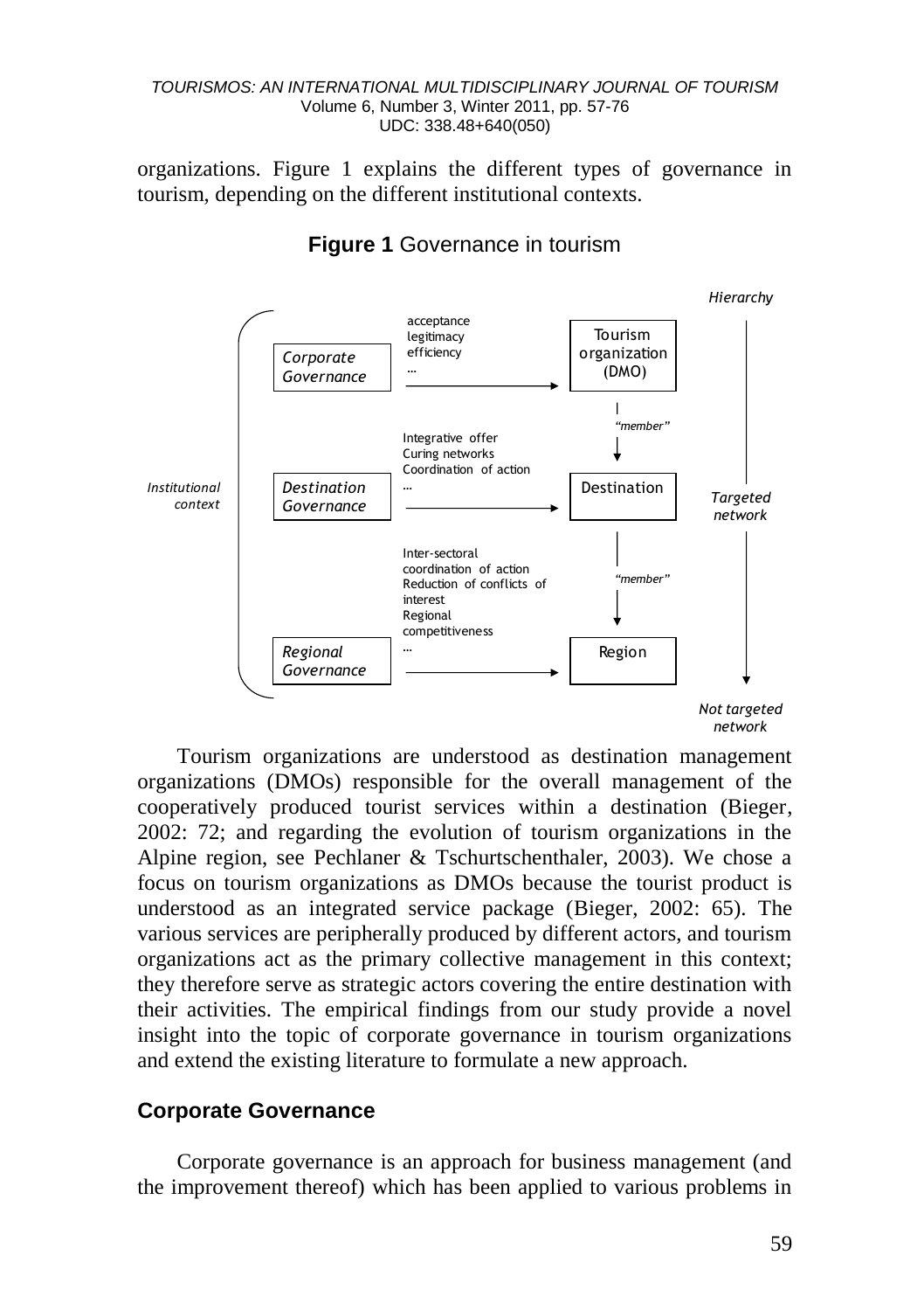organizations. Figure 1 explains the different types of governance in tourism, depending on the different institutional contexts.

**Figure 1** Governance in tourism

Tourism organizations are understood as destination management organizations (DMOs) responsible for the overall management of the cooperatively produced tourist services within a destination (Bieger, 2002: 72; and regarding the evolution of tourism organizations in the Alpine region, see Pechlaner & Tschurtschenthaler, 2003). We chose a focus on tourism organizations as DMOs because the tourist product is understood as an integrated service package (Bieger, 2002: 65). The various services are peripherally produced by different actors, and tourism organizations act as the primary collective management in this context; they therefore serve as strategic actors covering the entire destination with their activities. The empirical findings from our study provide a novel insight into the topic of corporate governance in tourism organizations and extend the existing literature to formulate a new approach.

## Corporate Governance

Corporate governance is an approach for business management (and the improvement thereof) which has been applied to various problems in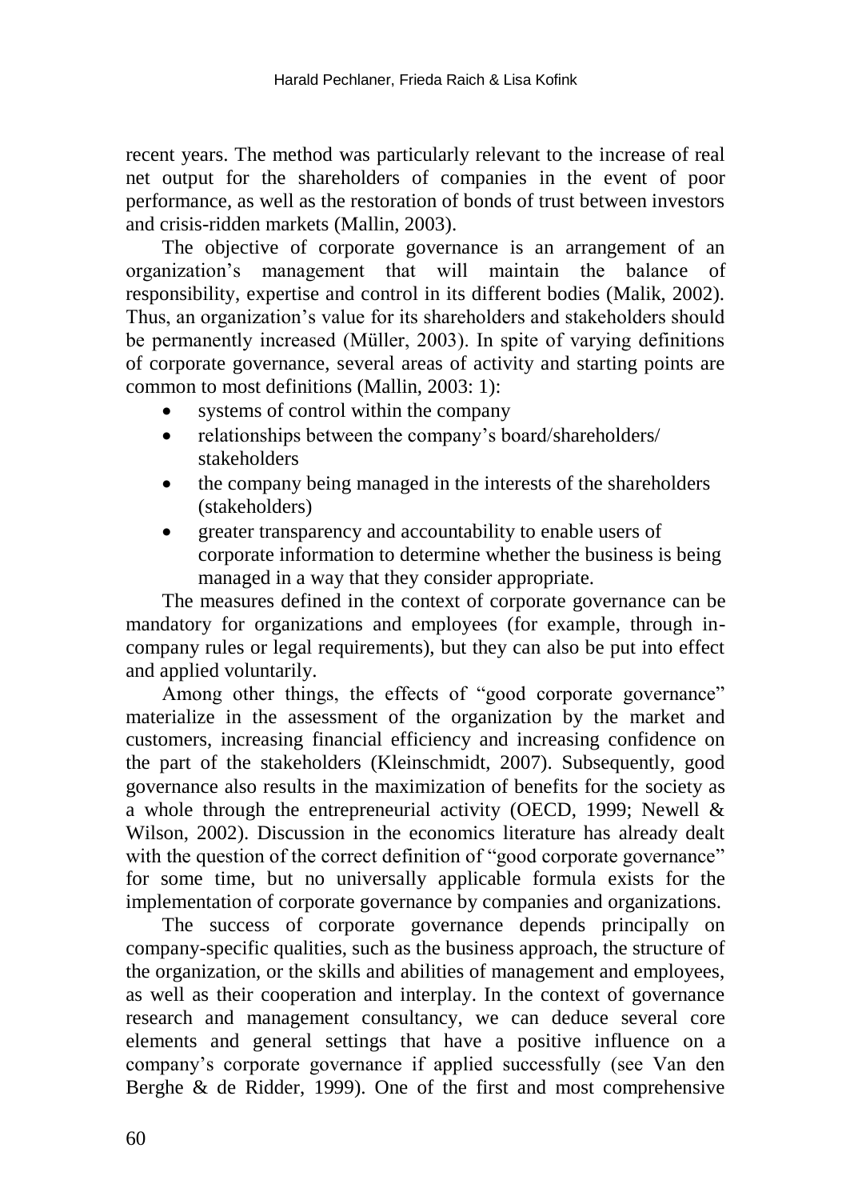recent years. The method was particularly relevant to the increase of real net output for the shareholders of companies in the event of poor performance, as well as the restoration of bonds of trust between investors and crisis-ridden markets (Mallin, 2003).

The objective of corporate governance is an arrangement of an organization's management that will maintain the balance of responsibility, expertise and control in its different bodies (Malik, 2002). Thus, an organization's value for its shareholders and stakeholders should be permanently increased (Müller, 2003). In spite of varying definitions of corporate governance, several areas of activity and starting points are common to most definitions (Mallin, 2003: 1):

- systems of control within the company
- relationships between the company's board/shareholders/ stakeholders
- the company being managed in the interests of the shareholders (stakeholders)
- greater transparency and accountability to enable users of corporate information to determine whether the business is being managed in a way that they consider appropriate.

The measures defined in the context of corporate governance can be mandatory for organizations and employees (for example, through in-company rules or legal requirements), but they can also be put into effect and applied voluntarily.

Among other things, the effects of "good corporate governance" materialize in the assessment of the organization by the market and customers, increasing financial efficiency and increasing confidence on the part of the stakeholders (Kleinschmidt, 2007). Subsequently, good governance also results in the maximization of benefits for the society as a whole through the entrepreneurial activity (OECD, 1999; Newell & Wilson, 2002). Discussion in the economics literature has already dealt with the question of the correct definition of "good corporate governance" for some time, but no universally applicable formula exists for the implementation of corporate governance by companies and organizations.

The success of corporate governance depends principally on company-specific qualities, such as the business approach, the structure of the organization, or the skills and abilities of management and employees, as well as their cooperation and interplay. In the context of governance research and management consultancy, we can deduce several core elements and general settings that have a positive influence on a company's corporate governance if applied successfully (see Van den Berghe & de Ridder, 1999). One of the first and most comprehensive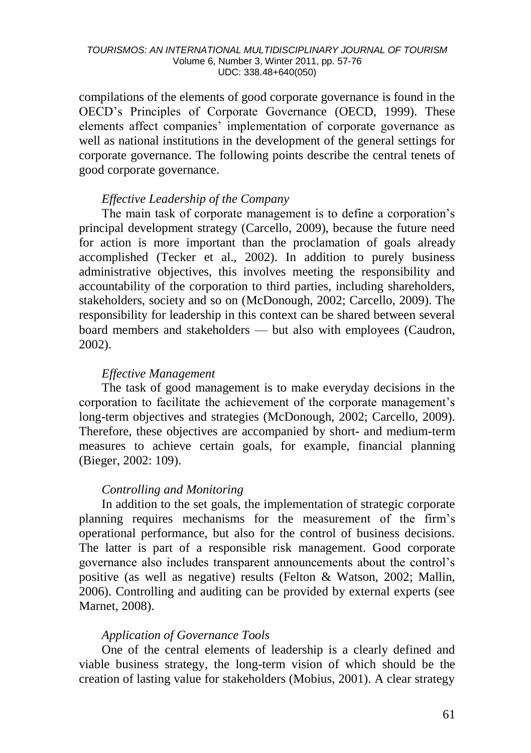compilations of the elements of good corporate governance is found in the OECD's Principles of Corporate Governance (OECD, 1999). These elements affect companies' implementation of corporate governance as well as national institutions in the development of the general settings for corporate governance. The following points describe the central tenets of good corporate governance.

*Effective Leadership of the Company*

The main task of corporate management is to define a corporation's principal development strategy (Carcello, 2009), because the future need for action is more important than the proclamation of goals already accomplished (Tecker et al., 2002). In addition to purely business administrative objectives, this involves meeting the responsibility and accountability of the corporation to third parties, including shareholders, stakeholders, society and so on (McDonough, 2002; Carcello, 2009). The responsibility for leadership in this context can be shared between several board members and stakeholders — but also with employees (Caudron, 2002).

*Effective Management*

The task of good management is to make everyday decisions in the corporation to facilitate the achievement of the corporate management's long-term objectives and strategies (McDonough, 2002; Carcello, 2009). Therefore, these objectives are accompanied by short- and medium-term measures to achieve certain goals, for example, financial planning (Bieger, 2002: 109).

*Controlling and Monitoring*

In addition to the set goals, the implementation of strategic corporate planning requires mechanisms for the measurement of the firm's operational performance, but also for the control of business decisions. The latter is part of a responsible risk management. Good corporate governance also includes transparent announcements about the control's positive (as well as negative) results (Felton & Watson, 2002; Mallin, 2006). Controlling and auditing can be provided by external experts (see Marnet, 2008).

*Application of Governance Tools*

One of the central elements of leadership is a clearly defined and viable business strategy, the long-term vision of which should be the creation of lasting value for stakeholders (Mobius, 2001). A clear strategy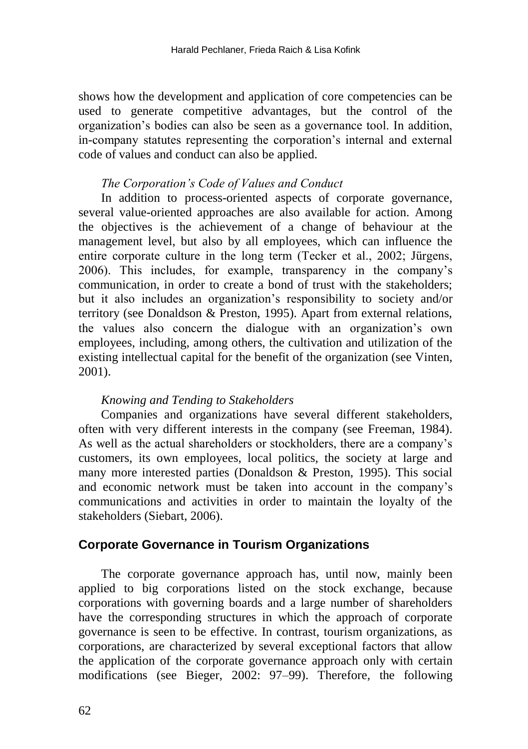shows how the development and application of core competencies can be used to generate competitive advantages, but the control of the organization's bodies can also be seen as a governance tool. In addition, in-company statutes representing the corporation's internal and external code of values and conduct can also be applied.

*The Corporation's Code of Values and Conduct*

In addition to process-oriented aspects of corporate governance, several value-oriented approaches are also available for action. Among the objectives is the achievement of a change of behaviour at the management level, but also by all employees, which can influence the entire corporate culture in the long term (Tecker et al., 2002; Jürgens, 2006). This includes, for example, transparency in the company's communication, in order to create a bond of trust with the stakeholders; but it also includes an organization's responsibility to society and/or territory (see Donaldson & Preston, 1995). Apart from external relations, the values also concern the dialogue with an organization's own employees, including, among others, the cultivation and utilization of the existing intellectual capital for the benefit of the organization (see Vinten, 2001).

*Knowing and Tending to Stakeholders*

Companies and organizations have several different stakeholders, often with very different interests in the company (see Freeman, 1984). As well as the actual shareholders or stockholders, there are a company's customers, its own employees, local politics, the society at large and many more interested parties (Donaldson & Preston, 1995). This social and economic network must be taken into account in the company's communications and activities in order to maintain the loyalty of the stakeholders (Siebart, 2006).

## Corporate Governance in Tourism Organizations

The corporate governance approach has, until now, mainly been applied to big corporations listed on the stock exchange, because corporations with governing boards and a large number of shareholders have the corresponding structures in which the approach of corporate governance is seen to be effective. In contrast, tourism organizations, as corporations, are characterized by several exceptional factors that allow the application of the corporate governance approach only with certain modifications (see Bieger, 2002: 97–99). Therefore, the following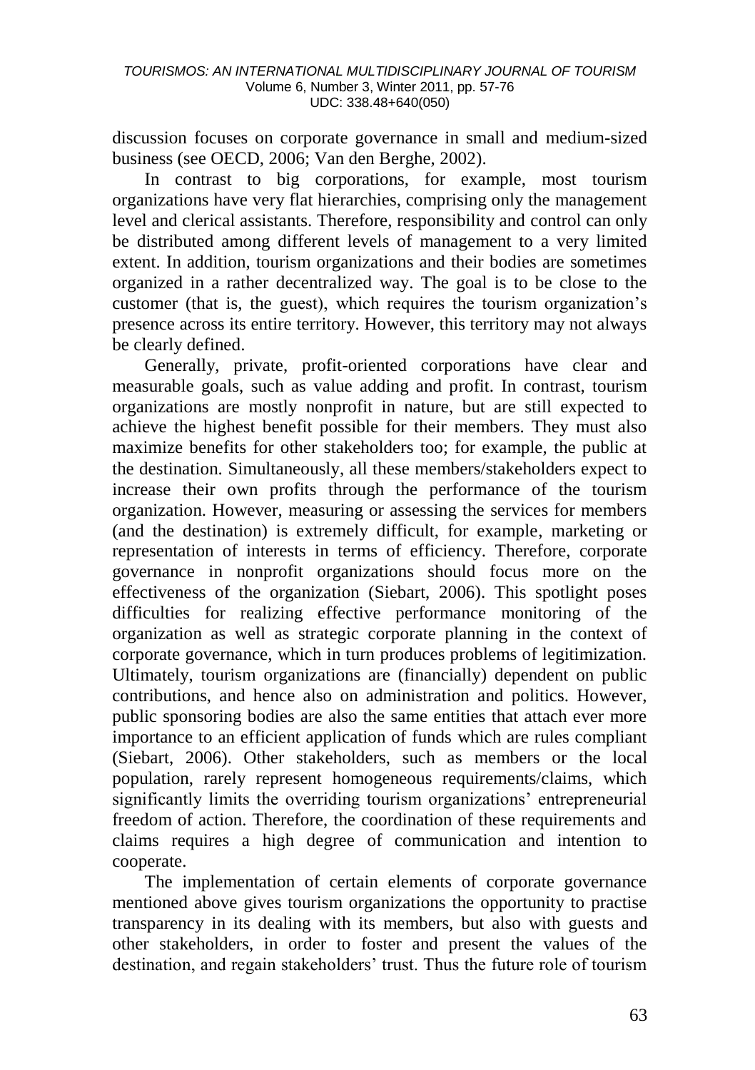discussion focuses on corporate governance in small and medium-sized business (see OECD, 2006; Van den Berghe, 2002).

In contrast to big corporations, for example, most tourism organizations have very flat hierarchies, comprising only the management level and clerical assistants. Therefore, responsibility and control can only be distributed among different levels of management to a very limited extent. In addition, tourism organizations and their bodies are sometimes organized in a rather decentralized way. The goal is to be close to the customer (that is, the guest), which requires the tourism organization's presence across its entire territory. However, this territory may not always be clearly defined.

Generally, private, profit-oriented corporations have clear and measurable goals, such as value adding and profit. In contrast, tourism organizations are mostly nonprofit in nature, but are still expected to achieve the highest benefit possible for their members. They must also maximize benefits for other stakeholders too; for example, the public at the destination. Simultaneously, all these members/stakeholders expect to increase their own profits through the performance of the tourism organization. However, measuring or assessing the services for members (and the destination) is extremely difficult, for example, marketing or representation of interests in terms of efficiency. Therefore, corporate governance in nonprofit organizations should focus more on the effectiveness of the organization (Siebart, 2006). This spotlight poses difficulties for realizing effective performance monitoring of the organization as well as strategic corporate planning in the context of corporate governance, which in turn produces problems of legitimization. Ultimately, tourism organizations are (financially) dependent on public contributions, and hence also on administration and politics. However, public sponsoring bodies are also the same entities that attach ever more importance to an efficient application of funds which are rules compliant (Siebart, 2006). Other stakeholders, such as members or the local population, rarely represent homogeneous requirements/claims, which significantly limits the overriding tourism organizations' entrepreneurial freedom of action. Therefore, the coordination of these requirements and claims requires a high degree of communication and intention to cooperate.

The implementation of certain elements of corporate governance mentioned above gives tourism organizations the opportunity to practise transparency in its dealing with its members, but also with guests and other stakeholders, in order to foster and present the values of the destination, and regain stakeholders' trust. Thus the future role of tourism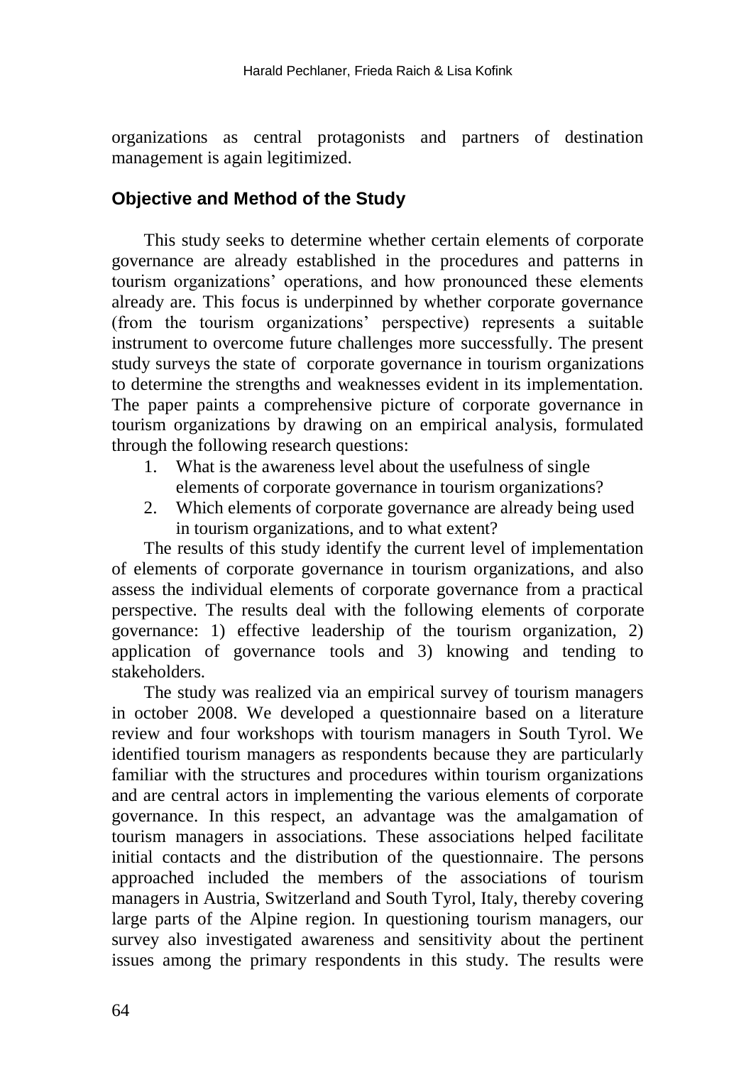organizations as central protagonists and partners of destination management is again legitimized.

## Objective and Method of the Study

This study seeks to determine whether certain elements of corporate governance are already established in the procedures and patterns in tourism organizations' operations, and how pronounced these elements already are. This focus is underpinned by whether corporate governance (from the tourism organizations' perspective) represents a suitable instrument to overcome future challenges more successfully. The present study surveys the state of corporate governance in tourism organizations to determine the strengths and weaknesses evident in its implementation. The paper paints a comprehensive picture of corporate governance in tourism organizations by drawing on an empirical analysis, formulated through the following research questions:

1. What is the awareness level about the usefulness of single elements of corporate governance in tourism organizations?
2. Which elements of corporate governance are already being used in tourism organizations, and to what extent?

The results of this study identify the current level of implementation of elements of corporate governance in tourism organizations, and also assess the individual elements of corporate governance from a practical perspective. The results deal with the following elements of corporate governance: 1) effective leadership of the tourism organization, 2) application of governance tools and 3) knowing and tending to stakeholders.

The study was realized via an empirical survey of tourism managers in october 2008. We developed a questionnaire based on a literature review and four workshops with tourism managers in South Tyrol. We identified tourism managers as respondents because they are particularly familiar with the structures and procedures within tourism organizations and are central actors in implementing the various elements of corporate governance. In this respect, an advantage was the amalgamation of tourism managers in associations. These associations helped facilitate initial contacts and the distribution of the questionnaire. The persons approached included the members of the associations of tourism managers in Austria, Switzerland and South Tyrol, Italy, thereby covering large parts of the Alpine region. In questioning tourism managers, our survey also investigated awareness and sensitivity about the pertinent issues among the primary respondents in this study. The results were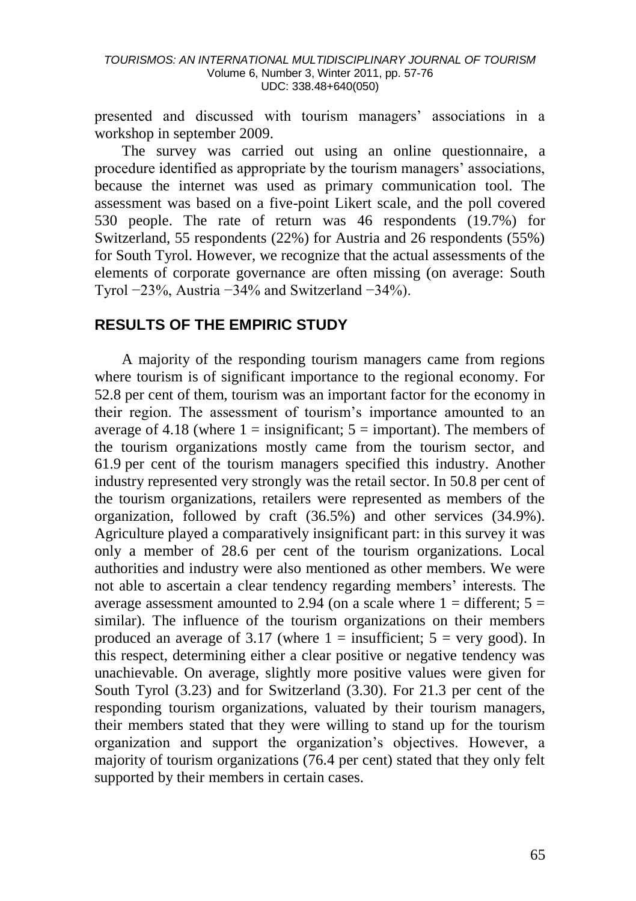presented and discussed with tourism managers' associations in a workshop in september 2009.

The survey was carried out using an online questionnaire, a procedure identified as appropriate by the tourism managers' associations, because the internet was used as primary communication tool. The assessment was based on a five-point Likert scale, and the poll covered 530 people. The rate of return was 46 respondents (19.7%) for Switzerland, 55 respondents (22%) for Austria and 26 respondents (55%) for South Tyrol. However, we recognize that the actual assessments of the elements of corporate governance are often missing (on average: South Tyrol −23%, Austria −34% and Switzerland −34%).

## RESULTS OF THE EMPIRIC STUDY

A majority of the responding tourism managers came from regions where tourism is of significant importance to the regional economy. For 52.8 per cent of them, tourism was an important factor for the economy in their region. The assessment of tourism's importance amounted to an average of 4.18 (where 1 = insignificant; 5 = important). The members of the tourism organizations mostly came from the tourism sector, and 61.9 per cent of the tourism managers specified this industry. Another industry represented very strongly was the retail sector. In 50.8 per cent of the tourism organizations, retailers were represented as members of the organization, followed by craft (36.5%) and other services (34.9%). Agriculture played a comparatively insignificant part: in this survey it was only a member of 28.6 per cent of the tourism organizations. Local authorities and industry were also mentioned as other members. We were not able to ascertain a clear tendency regarding members' interests. The average assessment amounted to 2.94 (on a scale where 1 = different; 5 = similar). The influence of the tourism organizations on their members produced an average of 3.17 (where 1 = insufficient; 5 = very good). In this respect, determining either a clear positive or negative tendency was unachievable. On average, slightly more positive values were given for South Tyrol (3.23) and for Switzerland (3.30). For 21.3 per cent of the responding tourism organizations, valuated by their tourism managers, their members stated that they were willing to stand up for the tourism organization and support the organization's objectives. However, a majority of tourism organizations (76.4 per cent) stated that they only felt supported by their members in certain cases.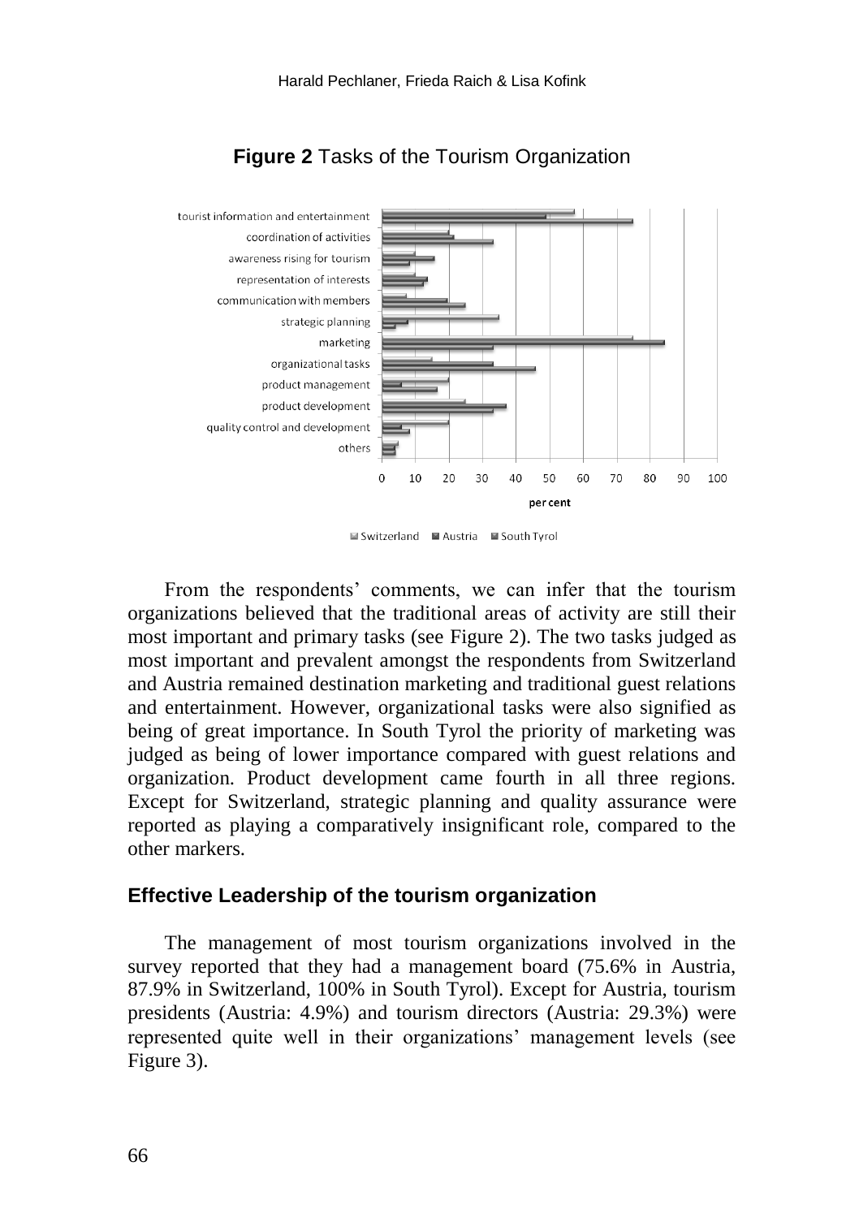**Figure 2** Tasks of the Tourism Organization

From the respondents' comments, we can infer that the tourism organizations believed that the traditional areas of activity are still their most important and primary tasks (see Figure 2). The two tasks judged as most important and prevalent amongst the respondents from Switzerland and Austria remained destination marketing and traditional guest relations and entertainment. However, organizational tasks were also signified as being of great importance. In South Tyrol the priority of marketing was judged as being of lower importance compared with guest relations and organization. Product development came fourth in all three regions. Except for Switzerland, strategic planning and quality assurance were reported as playing a comparatively insignificant role, compared to the other markers.

### Effective Leadership of the tourism organization

The management of most tourism organizations involved in the survey reported that they had a management board (75.6% in Austria, 87.9% in Switzerland, 100% in South Tyrol). Except for Austria, tourism presidents (Austria: 4.9%) and tourism directors (Austria: 29.3%) were represented quite well in their organizations' management levels (see Figure 3).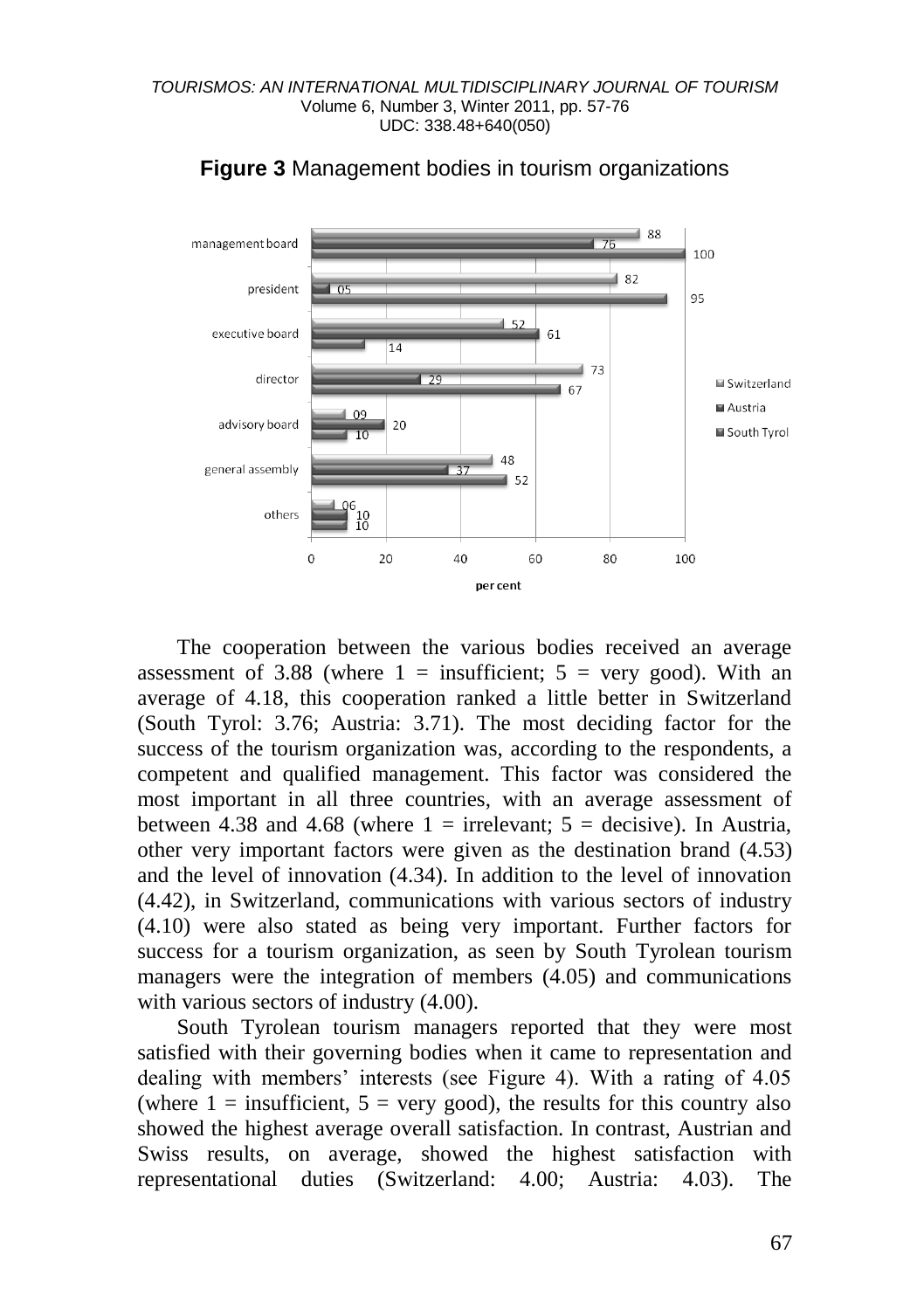**Figure 3** Management bodies in tourism organizations

| | Switzerland | Austria | South Tyrol |
|---|---|---|---|
| management board | 88 | 76 | 100 |
| president | 82 | 05 | 95 |
| executive board | 52 | 61 | 14 |
| director | 73 | 29 | 67 |
| advisory board | 09 | 20 | 10 |
| general assembly | 48 | 37 | 52 |
| others | 06 | 10 | 10 |

per cent

The cooperation between the various bodies received an average assessment of 3.88 (where 1 = insufficient; 5 = very good). With an average of 4.18, this cooperation ranked a little better in Switzerland (South Tyrol: 3.76; Austria: 3.71). The most deciding factor for the success of the tourism organization was, according to the respondents, a competent and qualified management. This factor was considered the most important in all three countries, with an average assessment of between 4.38 and 4.68 (where 1 = irrelevant; 5 = decisive). In Austria, other very important factors were given as the destination brand (4.53) and the level of innovation (4.34). In addition to the level of innovation (4.42), in Switzerland, communications with various sectors of industry (4.10) were also stated as being very important. Further factors for success for a tourism organization, as seen by South Tyrolean tourism managers were the integration of members (4.05) and communications with various sectors of industry (4.00).

South Tyrolean tourism managers reported that they were most satisfied with their governing bodies when it came to representation and dealing with members' interests (see Figure 4). With a rating of 4.05 (where 1 = insufficient, 5 = very good), the results for this country also showed the highest average overall satisfaction. In contrast, Austrian and Swiss results, on average, showed the highest satisfaction with representational duties (Switzerland: 4.00; Austria: 4.03). The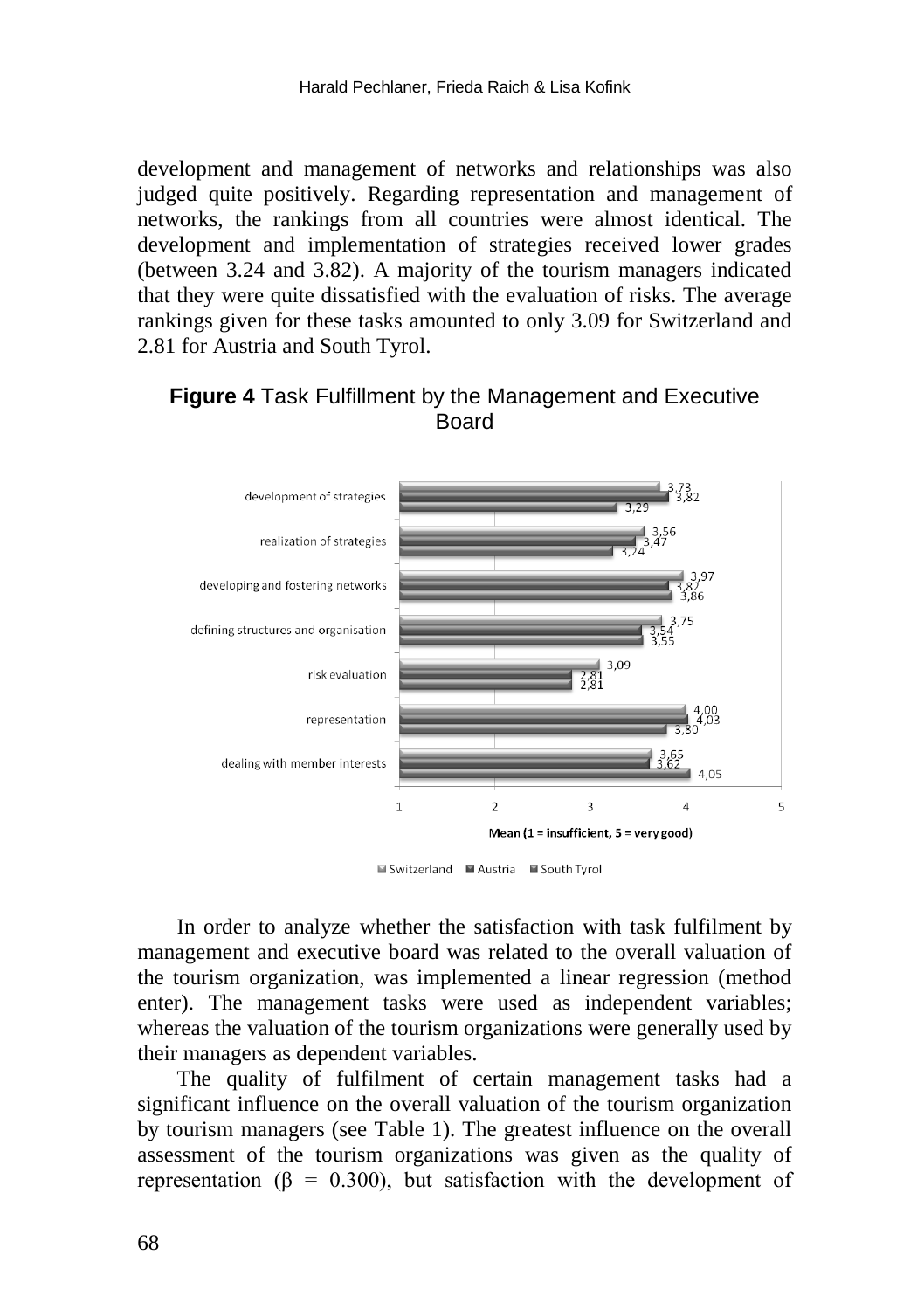development and management of networks and relationships was also judged quite positively. Regarding representation and management of networks, the rankings from all countries were almost identical. The development and implementation of strategies received lower grades (between 3.24 and 3.82). A majority of the tourism managers indicated that they were quite dissatisfied with the evaluation of risks. The average rankings given for these tasks amounted to only 3.09 for Switzerland and 2.81 for Austria and South Tyrol.

**Figure 4** Task Fulfillment by the Management and Executive Board

| Task | Switzerland | Austria | South Tyrol |
|---|---|---|---|
| development of strategies | 3,73 | 3,82 | 3,29 |
| realization of strategies | 3,56 | 3,47 | 3,24 |
| developing and fostering networks | 3,97 | 3,82 | 3,86 |
| defining structures and organisation | 3,75 | 3,54 | 3,55 |
| risk evaluation | 3,09 | 2,81 | 2,81 |
| representation | 4,00 | 4,03 | 3,80 |
| dealing with member interests | 3,65 | 3,62 | 4,05 |

Mean (1 = insufficient, 5 = very good)

In order to analyze whether the satisfaction with task fulfilment by management and executive board was related to the overall valuation of the tourism organization, was implemented a linear regression (method enter). The management tasks were used as independent variables; whereas the valuation of the tourism organizations were generally used by their managers as dependent variables.

The quality of fulfilment of certain management tasks had a significant influence on the overall valuation of the tourism organization by tourism managers (see Table 1). The greatest influence on the overall assessment of the tourism organizations was given as the quality of representation ($\beta$ = 0.300), but satisfaction with the development of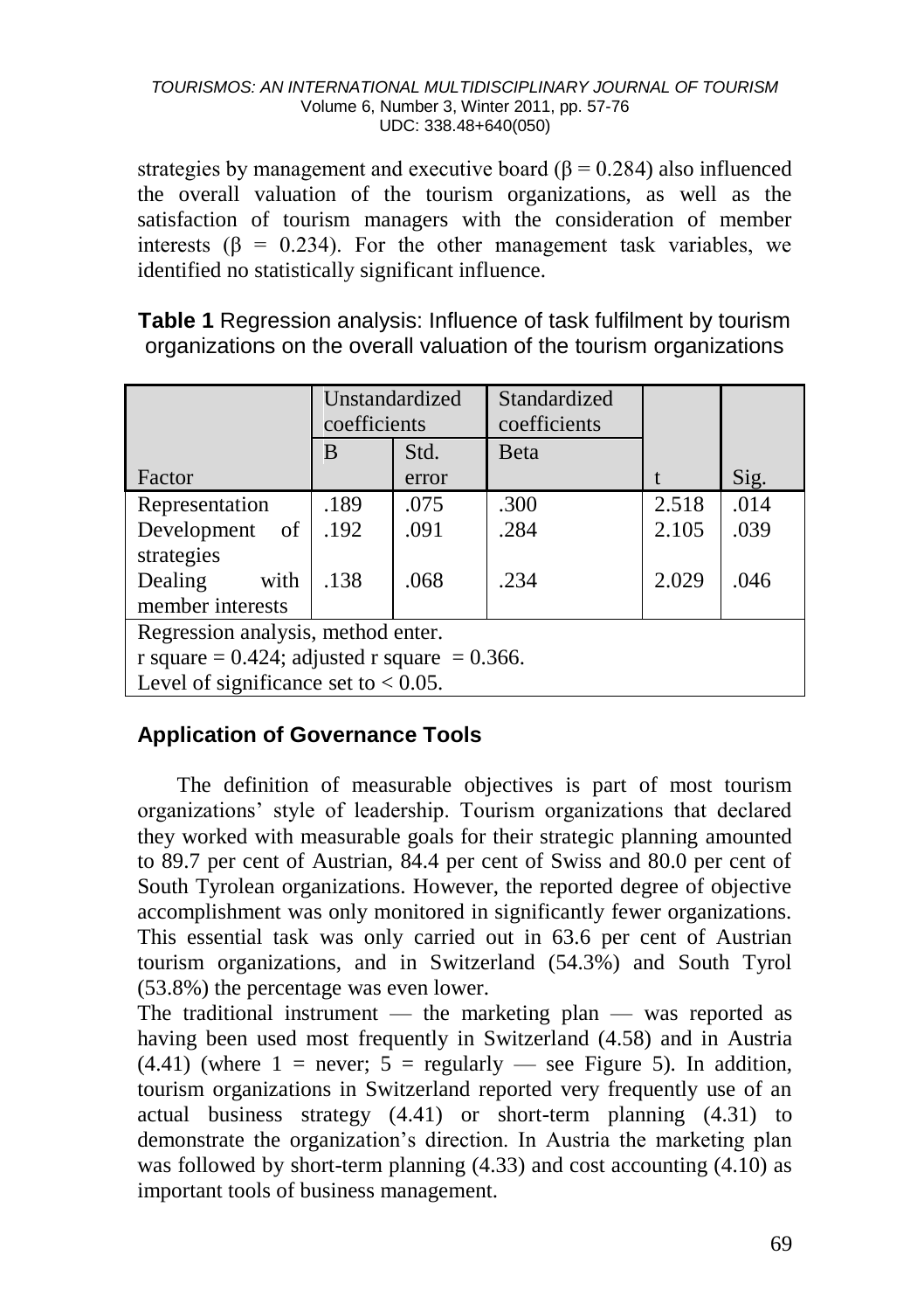strategies by management and executive board ($\beta = 0.284$) also influenced the overall valuation of the tourism organizations, as well as the satisfaction of tourism managers with the consideration of member interests ($\beta = 0.234$). For the other management task variables, we identified no statistically significant influence.

**Table 1** Regression analysis: Influence of task fulfilment by tourism organizations on the overall valuation of the tourism organizations

| | Unstandardized coefficients | | Standardized coefficients | | |
|---|---|---|---|---|---|
| Factor | B | Std. error | Beta | t | Sig. |
| Representation | .189 | .075 | .300 | 2.518 | .014 |
| Development of strategies | .192 | .091 | .284 | 2.105 | .039 |
| Dealing with member interests | .138 | .068 | .234 | 2.029 | .046 |
| Regression analysis, method enter. r square = 0.424; adjusted r square = 0.366. Level of significance set to < 0.05. | | | | | |

## Application of Governance Tools

The definition of measurable objectives is part of most tourism organizations' style of leadership. Tourism organizations that declared they worked with measurable goals for their strategic planning amounted to 89.7 per cent of Austrian, 84.4 per cent of Swiss and 80.0 per cent of South Tyrolean organizations. However, the reported degree of objective accomplishment was only monitored in significantly fewer organizations. This essential task was only carried out in 63.6 per cent of Austrian tourism organizations, and in Switzerland (54.3%) and South Tyrol (53.8%) the percentage was even lower.

The traditional instrument — the marketing plan — was reported as having been used most frequently in Switzerland (4.58) and in Austria (4.41) (where 1 = never; 5 = regularly — see Figure 5). In addition, tourism organizations in Switzerland reported very frequently use of an actual business strategy (4.41) or short-term planning (4.31) to demonstrate the organization's direction. In Austria the marketing plan was followed by short-term planning (4.33) and cost accounting (4.10) as important tools of business management.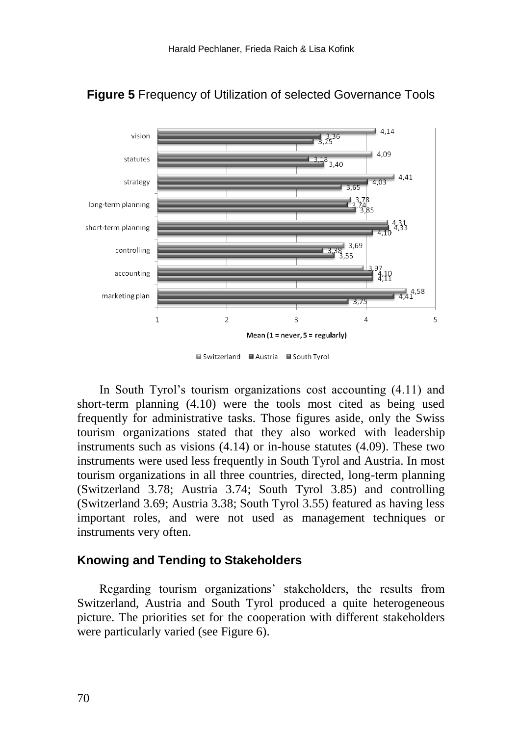**Figure 5** Frequency of Utilization of selected Governance Tools

| | Switzerland | Austria | South Tyrol |
|---|---|---|---|
| vision | 4,14 | 3,36 | 3,25 |
| statutes | 4,09 | 3,18 | 3,40 |
| strategy | 4,41 | 4,03 | 3,65 |
| long-term planning | 3,78 | 3,74 | 3,85 |
| short-term planning | 4,31 | 4,33 | 4,10 |
| controlling | 3,69 | 3,38 | 3,55 |
| accounting | 3,97 | 4,10 | 4,11 |
| marketing plan | 4,58 | 4,41 | 3,75 |

Mean (1 = never, 5 = regularly)

In South Tyrol's tourism organizations cost accounting (4.11) and short-term planning (4.10) were the tools most cited as being used frequently for administrative tasks. Those figures aside, only the Swiss tourism organizations stated that they also worked with leadership instruments such as visions (4.14) or in-house statutes (4.09). These two instruments were used less frequently in South Tyrol and Austria. In most tourism organizations in all three countries, directed, long-term planning (Switzerland 3.78; Austria 3.74; South Tyrol 3.85) and controlling (Switzerland 3.69; Austria 3.38; South Tyrol 3.55) featured as having less important roles, and were not used as management techniques or instruments very often.

## Knowing and Tending to Stakeholders

Regarding tourism organizations' stakeholders, the results from Switzerland, Austria and South Tyrol produced a quite heterogeneous picture. The priorities set for the cooperation with different stakeholders were particularly varied (see Figure 6).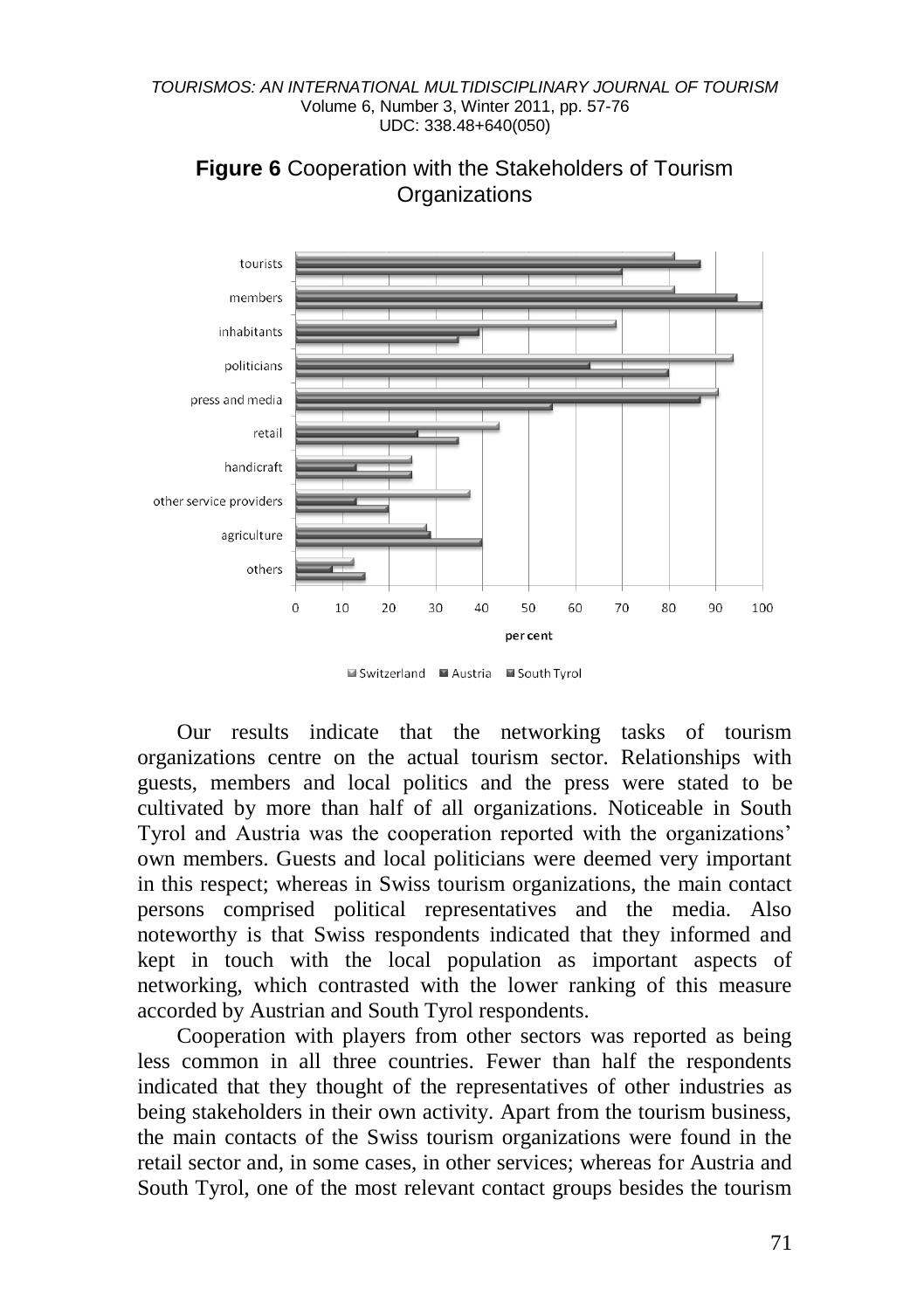**Figure 6** Cooperation with the Stakeholders of Tourism Organizations

Our results indicate that the networking tasks of tourism organizations centre on the actual tourism sector. Relationships with guests, members and local politics and the press were stated to be cultivated by more than half of all organizations. Noticeable in South Tyrol and Austria was the cooperation reported with the organizations' own members. Guests and local politicians were deemed very important in this respect; whereas in Swiss tourism organizations, the main contact persons comprised political representatives and the media. Also noteworthy is that Swiss respondents indicated that they informed and kept in touch with the local population as important aspects of networking, which contrasted with the lower ranking of this measure accorded by Austrian and South Tyrol respondents.

Cooperation with players from other sectors was reported as being less common in all three countries. Fewer than half the respondents indicated that they thought of the representatives of other industries as being stakeholders in their own activity. Apart from the tourism business, the main contacts of the Swiss tourism organizations were found in the retail sector and, in some cases, in other services; whereas for Austria and South Tyrol, one of the most relevant contact groups besides the tourism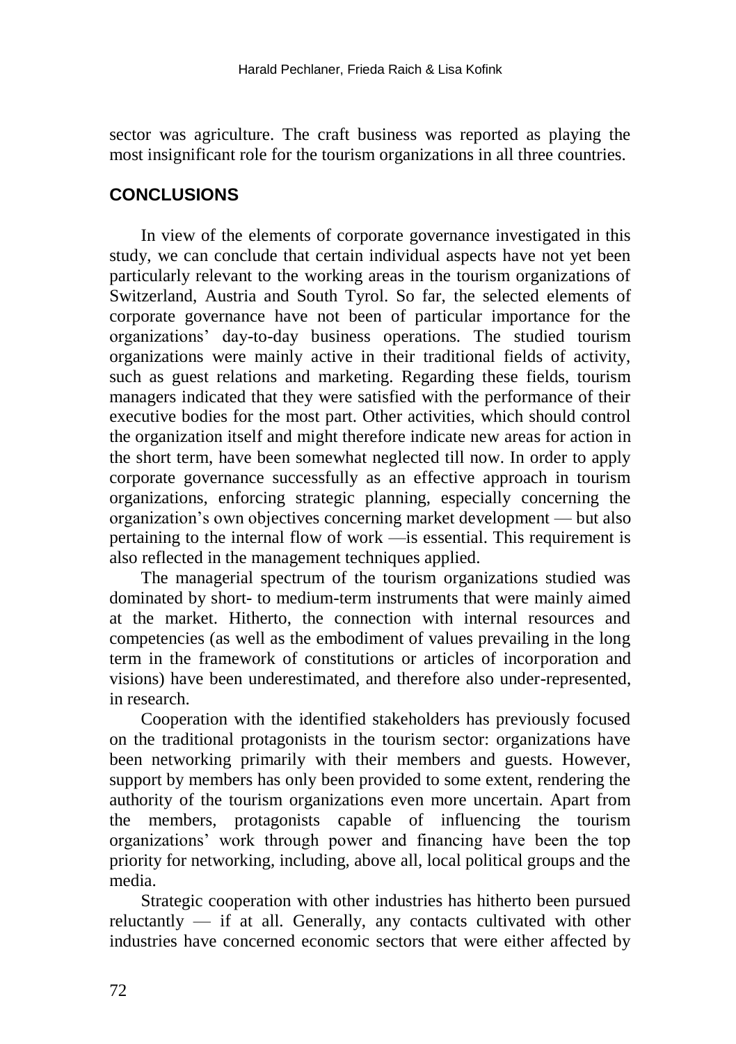sector was agriculture. The craft business was reported as playing the most insignificant role for the tourism organizations in all three countries.

## CONCLUSIONS

In view of the elements of corporate governance investigated in this study, we can conclude that certain individual aspects have not yet been particularly relevant to the working areas in the tourism organizations of Switzerland, Austria and South Tyrol. So far, the selected elements of corporate governance have not been of particular importance for the organizations' day-to-day business operations. The studied tourism organizations were mainly active in their traditional fields of activity, such as guest relations and marketing. Regarding these fields, tourism managers indicated that they were satisfied with the performance of their executive bodies for the most part. Other activities, which should control the organization itself and might therefore indicate new areas for action in the short term, have been somewhat neglected till now. In order to apply corporate governance successfully as an effective approach in tourism organizations, enforcing strategic planning, especially concerning the organization's own objectives concerning market development — but also pertaining to the internal flow of work —is essential. This requirement is also reflected in the management techniques applied.

The managerial spectrum of the tourism organizations studied was dominated by short- to medium-term instruments that were mainly aimed at the market. Hitherto, the connection with internal resources and competencies (as well as the embodiment of values prevailing in the long term in the framework of constitutions or articles of incorporation and visions) have been underestimated, and therefore also under-represented, in research.

Cooperation with the identified stakeholders has previously focused on the traditional protagonists in the tourism sector: organizations have been networking primarily with their members and guests. However, support by members has only been provided to some extent, rendering the authority of the tourism organizations even more uncertain. Apart from the members, protagonists capable of influencing the tourism organizations' work through power and financing have been the top priority for networking, including, above all, local political groups and the media.

Strategic cooperation with other industries has hitherto been pursued reluctantly — if at all. Generally, any contacts cultivated with other industries have concerned economic sectors that were either affected by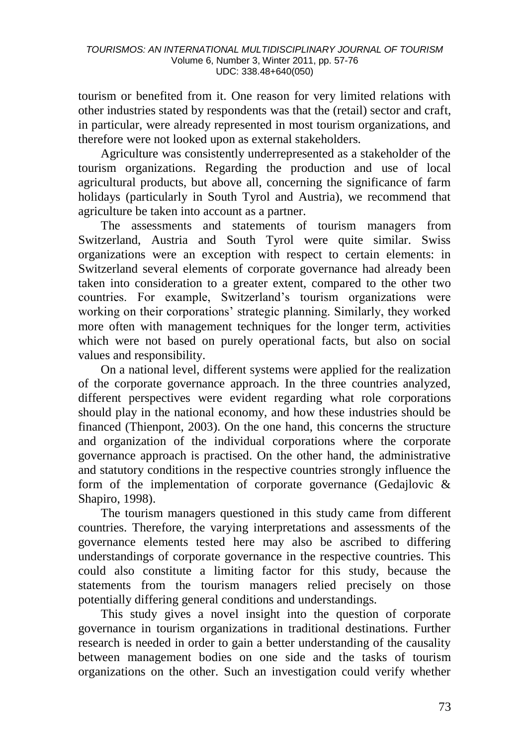tourism or benefited from it. One reason for very limited relations with other industries stated by respondents was that the (retail) sector and craft, in particular, were already represented in most tourism organizations, and therefore were not looked upon as external stakeholders.

Agriculture was consistently underrepresented as a stakeholder of the tourism organizations. Regarding the production and use of local agricultural products, but above all, concerning the significance of farm holidays (particularly in South Tyrol and Austria), we recommend that agriculture be taken into account as a partner.

The assessments and statements of tourism managers from Switzerland, Austria and South Tyrol were quite similar. Swiss organizations were an exception with respect to certain elements: in Switzerland several elements of corporate governance had already been taken into consideration to a greater extent, compared to the other two countries. For example, Switzerland's tourism organizations were working on their corporations' strategic planning. Similarly, they worked more often with management techniques for the longer term, activities which were not based on purely operational facts, but also on social values and responsibility.

On a national level, different systems were applied for the realization of the corporate governance approach. In the three countries analyzed, different perspectives were evident regarding what role corporations should play in the national economy, and how these industries should be financed (Thienpont, 2003). On the one hand, this concerns the structure and organization of the individual corporations where the corporate governance approach is practised. On the other hand, the administrative and statutory conditions in the respective countries strongly influence the form of the implementation of corporate governance (Gedajlovic & Shapiro, 1998).

The tourism managers questioned in this study came from different countries. Therefore, the varying interpretations and assessments of the governance elements tested here may also be ascribed to differing understandings of corporate governance in the respective countries. This could also constitute a limiting factor for this study, because the statements from the tourism managers relied precisely on those potentially differing general conditions and understandings.

This study gives a novel insight into the question of corporate governance in tourism organizations in traditional destinations. Further research is needed in order to gain a better understanding of the causality between management bodies on one side and the tasks of tourism organizations on the other. Such an investigation could verify whether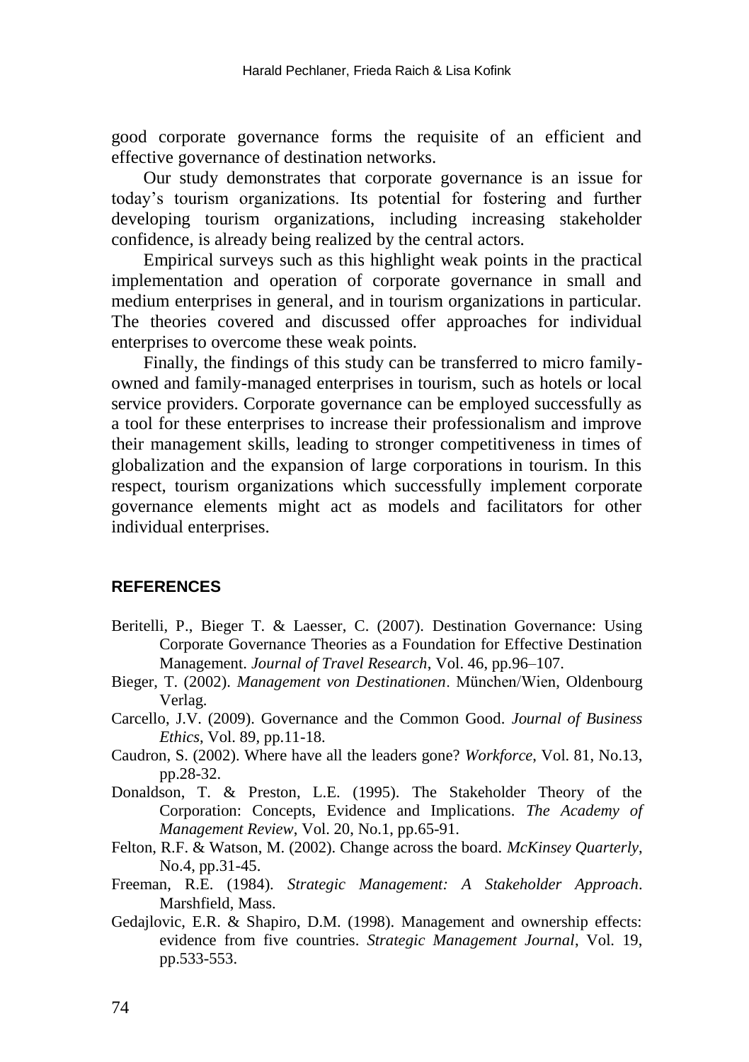good corporate governance forms the requisite of an efficient and effective governance of destination networks.

Our study demonstrates that corporate governance is an issue for today's tourism organizations. Its potential for fostering and further developing tourism organizations, including increasing stakeholder confidence, is already being realized by the central actors.

Empirical surveys such as this highlight weak points in the practical implementation and operation of corporate governance in small and medium enterprises in general, and in tourism organizations in particular. The theories covered and discussed offer approaches for individual enterprises to overcome these weak points.

Finally, the findings of this study can be transferred to micro family-owned and family-managed enterprises in tourism, such as hotels or local service providers. Corporate governance can be employed successfully as a tool for these enterprises to increase their professionalism and improve their management skills, leading to stronger competitiveness in times of globalization and the expansion of large corporations in tourism. In this respect, tourism organizations which successfully implement corporate governance elements might act as models and facilitators for other individual enterprises.

## REFERENCES

Beritelli, P., Bieger T. & Laesser, C. (2007). Destination Governance: Using Corporate Governance Theories as a Foundation for Effective Destination Management. *Journal of Travel Research*, Vol. 46, pp.96–107.

Bieger, T. (2002). *Management von Destinationen*. München/Wien, Oldenbourg Verlag.

Carcello, J.V. (2009). Governance and the Common Good. *Journal of Business Ethics*, Vol. 89, pp.11-18.

Caudron, S. (2002). Where have all the leaders gone? *Workforce*, Vol. 81, No.13, pp.28-32.

Donaldson, T. & Preston, L.E. (1995). The Stakeholder Theory of the Corporation: Concepts, Evidence and Implications. *The Academy of Management Review*, Vol. 20, No.1, pp.65-91.

Felton, R.F. & Watson, M. (2002). Change across the board. *McKinsey Quarterly*, No.4, pp.31-45.

Freeman, R.E. (1984). *Strategic Management: A Stakeholder Approach*. Marshfield, Mass.

Gedajlovic, E.R. & Shapiro, D.M. (1998). Management and ownership effects: evidence from five countries. *Strategic Management Journal*, Vol. 19, pp.533-553.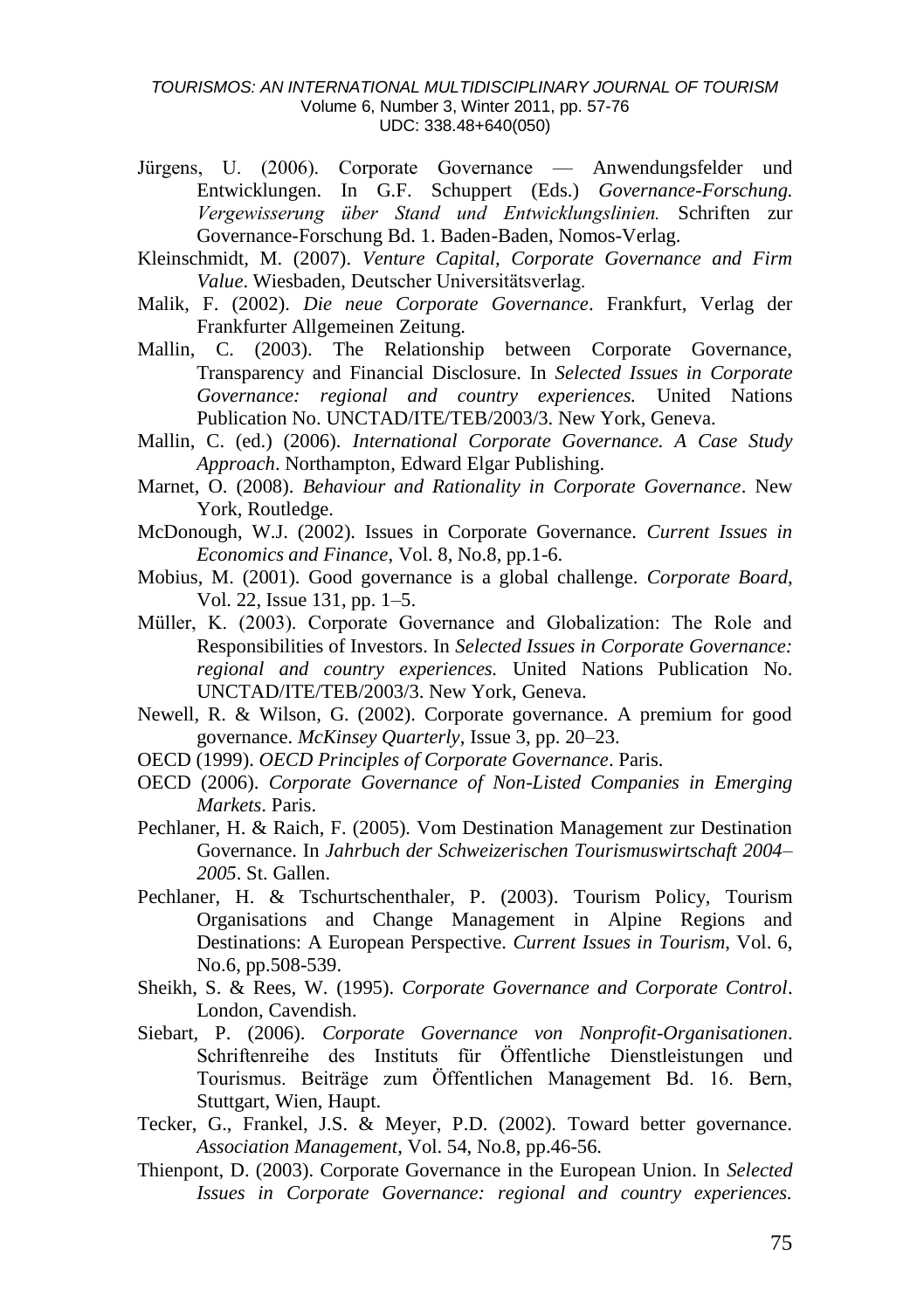Jürgens, U. (2006). Corporate Governance — Anwendungsfelder und Entwicklungen. In G.F. Schuppert (Eds.) *Governance-Forschung. Vergewisserung über Stand und Entwicklungslinien.* Schriften zur Governance-Forschung Bd. 1. Baden-Baden, Nomos-Verlag.

Kleinschmidt, M. (2007). *Venture Capital, Corporate Governance and Firm Value*. Wiesbaden, Deutscher Universitätsverlag.

Malik, F. (2002). *Die neue Corporate Governance*. Frankfurt, Verlag der Frankfurter Allgemeinen Zeitung.

Mallin, C. (2003). The Relationship between Corporate Governance, Transparency and Financial Disclosure. In *Selected Issues in Corporate Governance: regional and country experiences.* United Nations Publication No. UNCTAD/ITE/TEB/2003/3. New York, Geneva.

Mallin, C. (ed.) (2006). *International Corporate Governance. A Case Study Approach*. Northampton, Edward Elgar Publishing.

Marnet, O. (2008). *Behaviour and Rationality in Corporate Governance*. New York, Routledge.

McDonough, W.J. (2002). Issues in Corporate Governance. *Current Issues in Economics and Finance*, Vol. 8, No.8, pp.1-6.

Mobius, M. (2001). Good governance is a global challenge. *Corporate Board*, Vol. 22, Issue 131, pp. 1–5.

Müller, K. (2003). Corporate Governance and Globalization: The Role and Responsibilities of Investors. In *Selected Issues in Corporate Governance: regional and country experiences.* United Nations Publication No. UNCTAD/ITE/TEB/2003/3. New York, Geneva.

Newell, R. & Wilson, G. (2002). Corporate governance. A premium for good governance. *McKinsey Quarterly*, Issue 3, pp. 20–23.

OECD (1999). *OECD Principles of Corporate Governance*. Paris.

OECD (2006). *Corporate Governance of Non-Listed Companies in Emerging Markets*. Paris.

Pechlaner, H. & Raich, F. (2005). Vom Destination Management zur Destination Governance. In *Jahrbuch der Schweizerischen Tourismuswirtschaft 2004–2005*. St. Gallen.

Pechlaner, H. & Tschurtschenthaler, P. (2003). Tourism Policy, Tourism Organisations and Change Management in Alpine Regions and Destinations: A European Perspective. *Current Issues in Tourism*, Vol. 6, No.6, pp.508-539.

Sheikh, S. & Rees, W. (1995). *Corporate Governance and Corporate Control*. London, Cavendish.

Siebart, P. (2006). *Corporate Governance von Nonprofit-Organisationen*. Schriftenreihe des Instituts für Öffentliche Dienstleistungen und Tourismus. Beiträge zum Öffentlichen Management Bd. 16. Bern, Stuttgart, Wien, Haupt.

Tecker, G., Frankel, J.S. & Meyer, P.D. (2002). Toward better governance. *Association Management*, Vol. 54, No.8, pp.46-56.

Thienpont, D. (2003). Corporate Governance in the European Union. In *Selected Issues in Corporate Governance: regional and country experiences.*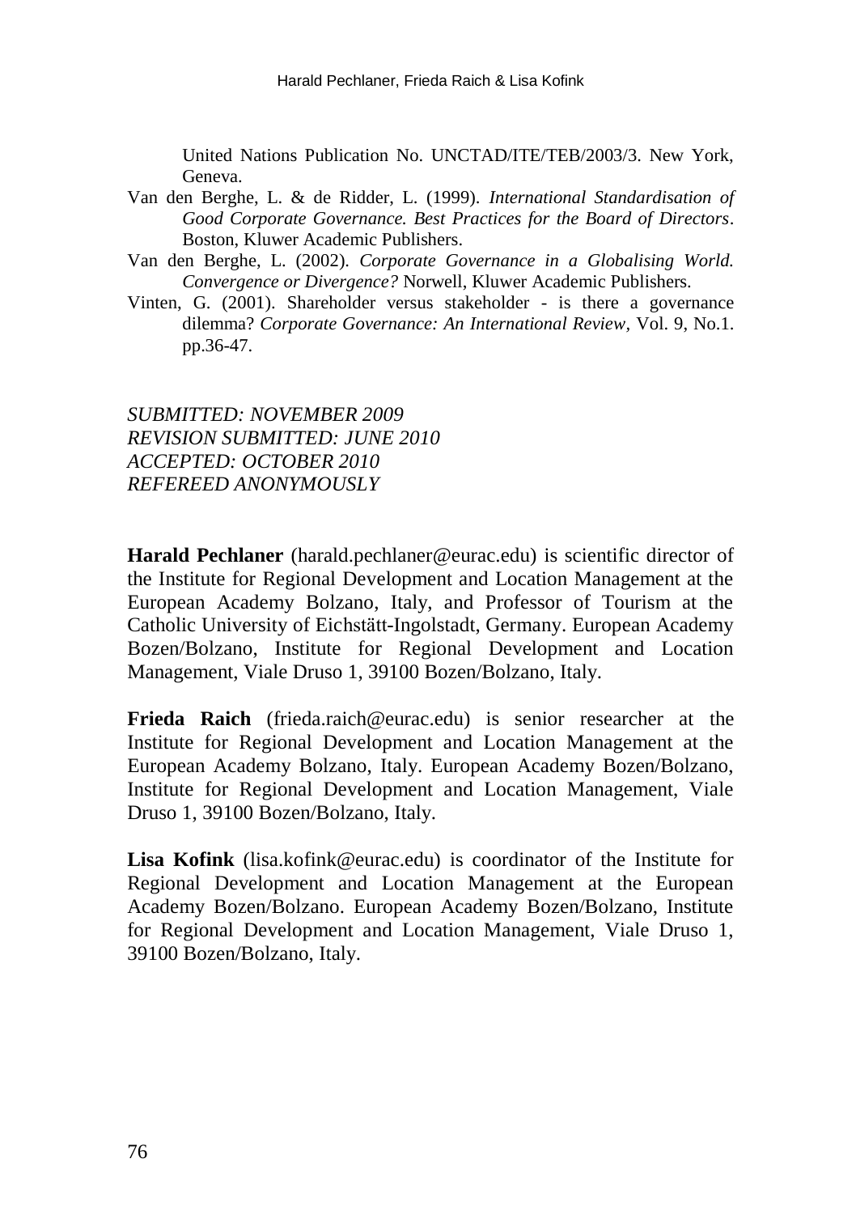United Nations Publication No. UNCTAD/ITE/TEB/2003/3. New York, Geneva.

Van den Berghe, L. & de Ridder, L. (1999). *International Standardisation of Good Corporate Governance. Best Practices for the Board of Directors*. Boston, Kluwer Academic Publishers.

Van den Berghe, L. (2002). *Corporate Governance in a Globalising World. Convergence or Divergence?* Norwell, Kluwer Academic Publishers.

Vinten, G. (2001). Shareholder versus stakeholder - is there a governance dilemma? *Corporate Governance: An International Review*, Vol. 9, No.1. pp.36-47.

*SUBMITTED: NOVEMBER 2009*
*REVISION SUBMITTED: JUNE 2010*
*ACCEPTED: OCTOBER 2010*
*REFEREED ANONYMOUSLY*

**Harald Pechlaner** (harald.pechlaner@eurac.edu) is scientific director of the Institute for Regional Development and Location Management at the European Academy Bolzano, Italy, and Professor of Tourism at the Catholic University of Eichstätt-Ingolstadt, Germany. European Academy Bozen/Bolzano, Institute for Regional Development and Location Management, Viale Druso 1, 39100 Bozen/Bolzano, Italy.

**Frieda Raich** (frieda.raich@eurac.edu) is senior researcher at the Institute for Regional Development and Location Management at the European Academy Bolzano, Italy. European Academy Bozen/Bolzano, Institute for Regional Development and Location Management, Viale Druso 1, 39100 Bozen/Bolzano, Italy.

**Lisa Kofink** (lisa.kofink@eurac.edu) is coordinator of the Institute for Regional Development and Location Management at the European Academy Bozen/Bolzano. European Academy Bozen/Bolzano, Institute for Regional Development and Location Management, Viale Druso 1, 39100 Bozen/Bolzano, Italy.